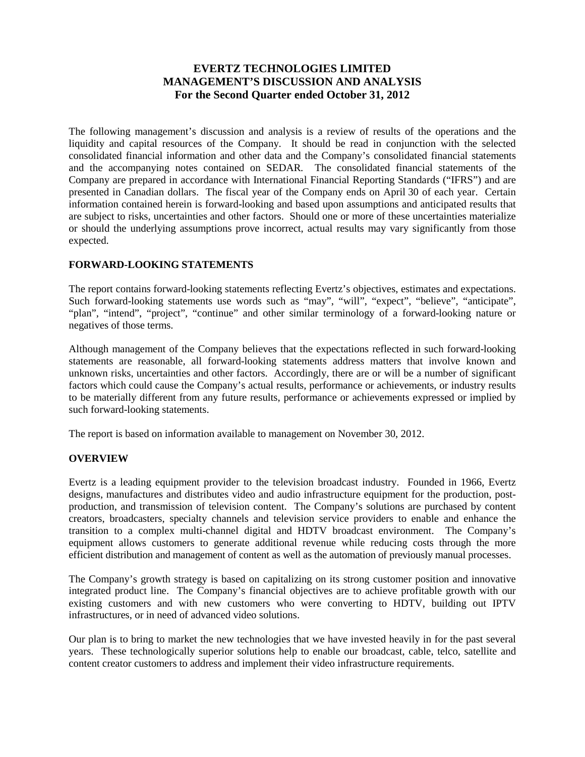# EVERTZ TECHNOLOGIES LIMITED
# MANAGEMENT'S DISCUSSION AND ANALYSIS
## For the Second Quarter ended October 31, 2012

The following management's discussion and analysis is a review of results of the operations and the liquidity and capital resources of the Company. It should be read in conjunction with the selected consolidated financial information and other data and the Company's consolidated financial statements and the accompanying notes contained on SEDAR. The consolidated financial statements of the Company are prepared in accordance with International Financial Reporting Standards ("IFRS") and are presented in Canadian dollars. The fiscal year of the Company ends on April 30 of each year. Certain information contained herein is forward-looking and based upon assumptions and anticipated results that are subject to risks, uncertainties and other factors. Should one or more of these uncertainties materialize or should the underlying assumptions prove incorrect, actual results may vary significantly from those expected.

## FORWARD-LOOKING STATEMENTS

The report contains forward-looking statements reflecting Evertz's objectives, estimates and expectations. Such forward-looking statements use words such as "may", "will", "expect", "believe", "anticipate", "plan", "intend", "project", "continue" and other similar terminology of a forward-looking nature or negatives of those terms.

Although management of the Company believes that the expectations reflected in such forward-looking statements are reasonable, all forward-looking statements address matters that involve known and unknown risks, uncertainties and other factors. Accordingly, there are or will be a number of significant factors which could cause the Company's actual results, performance or achievements, or industry results to be materially different from any future results, performance or achievements expressed or implied by such forward-looking statements.

The report is based on information available to management on November 30, 2012.

## OVERVIEW

Evertz is a leading equipment provider to the television broadcast industry. Founded in 1966, Evertz designs, manufactures and distributes video and audio infrastructure equipment for the production, post-production, and transmission of television content. The Company's solutions are purchased by content creators, broadcasters, specialty channels and television service providers to enable and enhance the transition to a complex multi-channel digital and HDTV broadcast environment. The Company's equipment allows customers to generate additional revenue while reducing costs through the more efficient distribution and management of content as well as the automation of previously manual processes.

The Company's growth strategy is based on capitalizing on its strong customer position and innovative integrated product line. The Company's financial objectives are to achieve profitable growth with our existing customers and with new customers who were converting to HDTV, building out IPTV infrastructures, or in need of advanced video solutions.

Our plan is to bring to market the new technologies that we have invested heavily in for the past several years. These technologically superior solutions help to enable our broadcast, cable, telco, satellite and content creator customers to address and implement their video infrastructure requirements.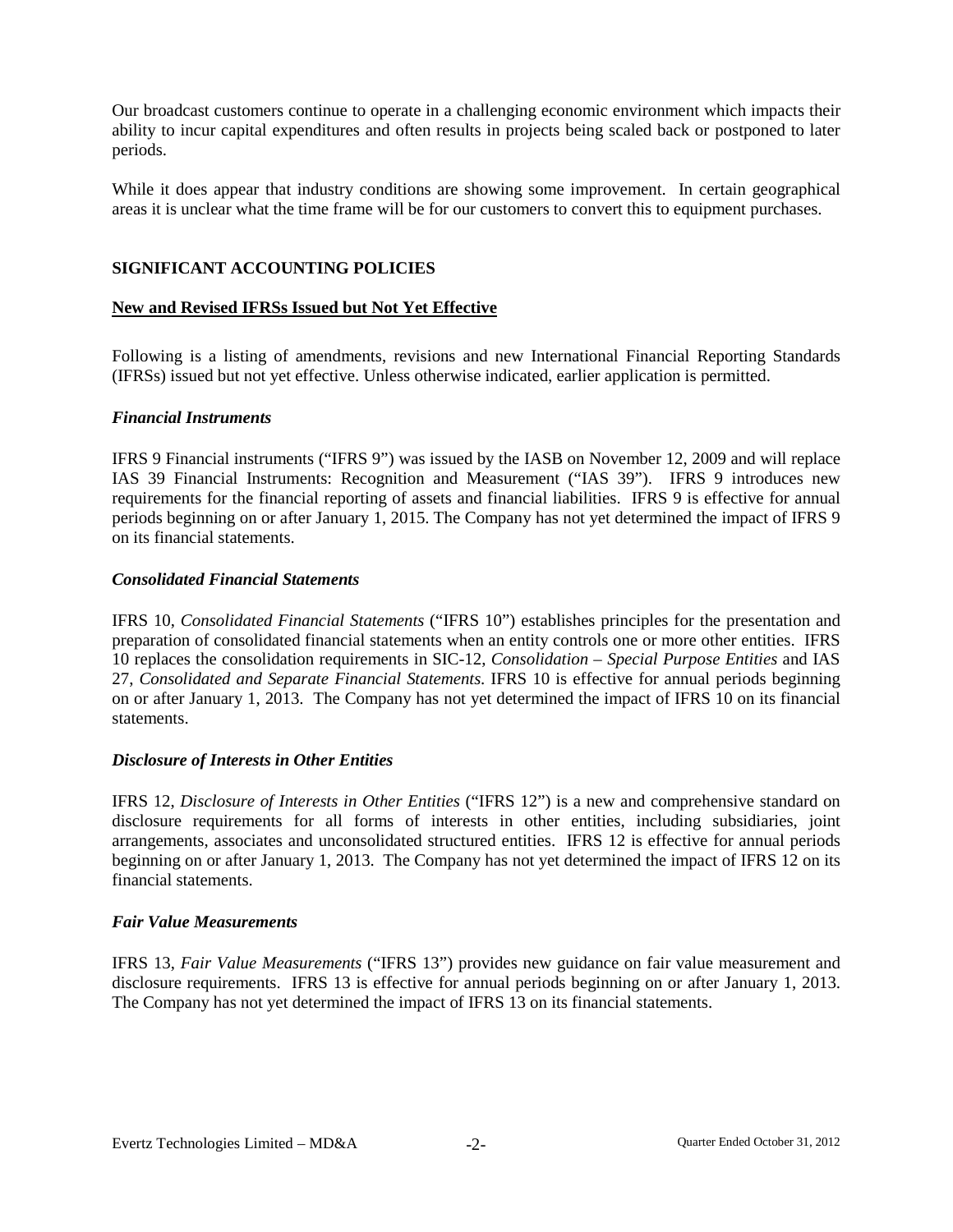Our broadcast customers continue to operate in a challenging economic environment which impacts their ability to incur capital expenditures and often results in projects being scaled back or postponed to later periods.

While it does appear that industry conditions are showing some improvement. In certain geographical areas it is unclear what the time frame will be for our customers to convert this to equipment purchases.

## SIGNIFICANT ACCOUNTING POLICIES

### New and Revised IFRSs Issued but Not Yet Effective

Following is a listing of amendments, revisions and new International Financial Reporting Standards (IFRSs) issued but not yet effective. Unless otherwise indicated, earlier application is permitted.

#### *Financial Instruments*

IFRS 9 Financial instruments ("IFRS 9") was issued by the IASB on November 12, 2009 and will replace IAS 39 Financial Instruments: Recognition and Measurement ("IAS 39"). IFRS 9 introduces new requirements for the financial reporting of assets and financial liabilities. IFRS 9 is effective for annual periods beginning on or after January 1, 2015. The Company has not yet determined the impact of IFRS 9 on its financial statements.

#### *Consolidated Financial Statements*

IFRS 10, *Consolidated Financial Statements* ("IFRS 10") establishes principles for the presentation and preparation of consolidated financial statements when an entity controls one or more other entities. IFRS 10 replaces the consolidation requirements in SIC-12, *Consolidation – Special Purpose Entities* and IAS 27, *Consolidated and Separate Financial Statements*. IFRS 10 is effective for annual periods beginning on or after January 1, 2013. The Company has not yet determined the impact of IFRS 10 on its financial statements.

#### *Disclosure of Interests in Other Entities*

IFRS 12, *Disclosure of Interests in Other Entities* ("IFRS 12") is a new and comprehensive standard on disclosure requirements for all forms of interests in other entities, including subsidiaries, joint arrangements, associates and unconsolidated structured entities. IFRS 12 is effective for annual periods beginning on or after January 1, 2013. The Company has not yet determined the impact of IFRS 12 on its financial statements.

#### *Fair Value Measurements*

IFRS 13, *Fair Value Measurements* ("IFRS 13") provides new guidance on fair value measurement and disclosure requirements. IFRS 13 is effective for annual periods beginning on or after January 1, 2013. The Company has not yet determined the impact of IFRS 13 on its financial statements.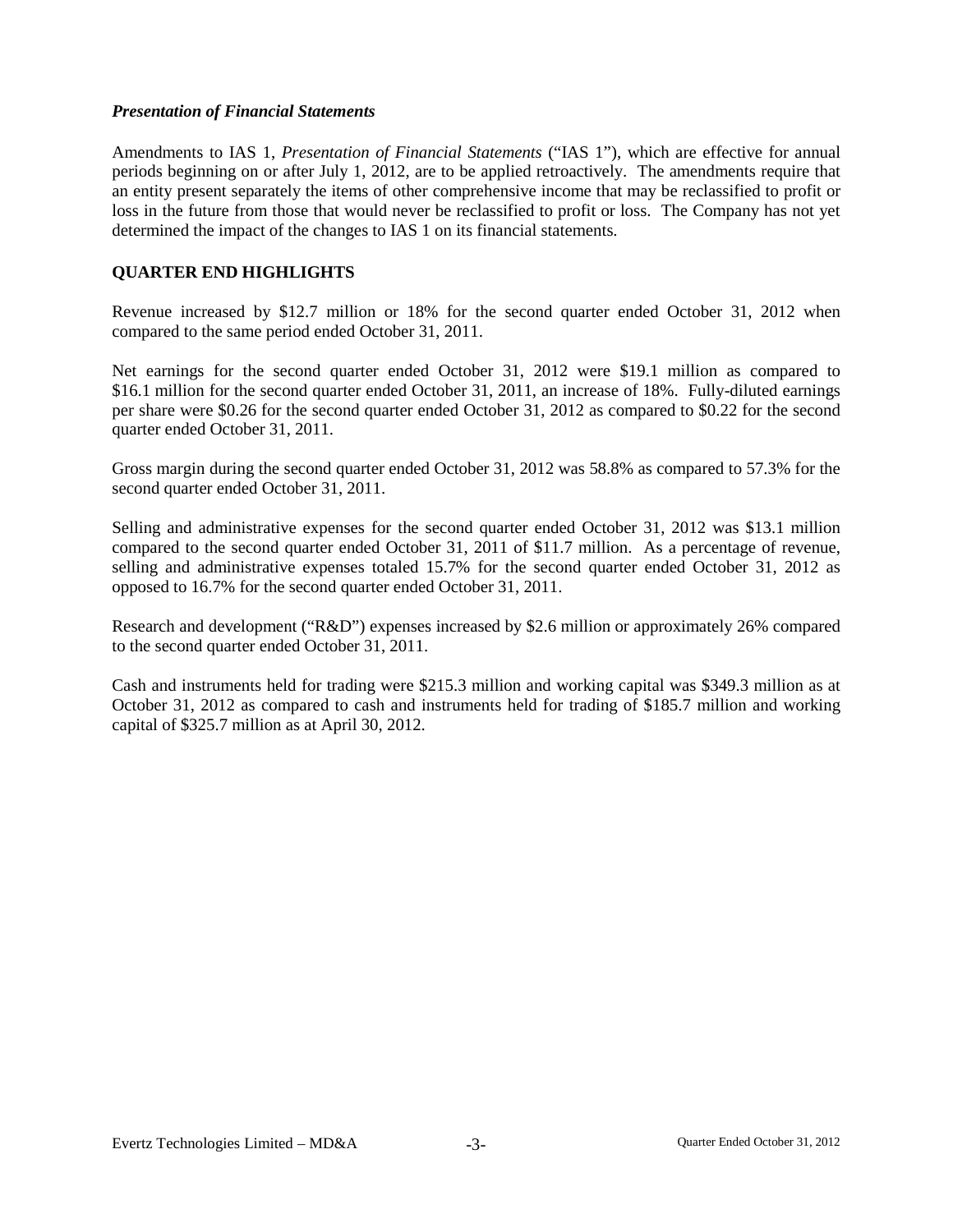### *Presentation of Financial Statements*

Amendments to IAS 1, *Presentation of Financial Statements* ("IAS 1"), which are effective for annual periods beginning on or after July 1, 2012, are to be applied retroactively. The amendments require that an entity present separately the items of other comprehensive income that may be reclassified to profit or loss in the future from those that would never be reclassified to profit or loss. The Company has not yet determined the impact of the changes to IAS 1 on its financial statements.

## QUARTER END HIGHLIGHTS

Revenue increased by $12.7 million or 18% for the second quarter ended October 31, 2012 when compared to the same period ended October 31, 2011.

Net earnings for the second quarter ended October 31, 2012 were $19.1 million as compared to $16.1 million for the second quarter ended October 31, 2011, an increase of 18%. Fully-diluted earnings per share were $0.26 for the second quarter ended October 31, 2012 as compared to $0.22 for the second quarter ended October 31, 2011.

Gross margin during the second quarter ended October 31, 2012 was 58.8% as compared to 57.3% for the second quarter ended October 31, 2011.

Selling and administrative expenses for the second quarter ended October 31, 2012 was $13.1 million compared to the second quarter ended October 31, 2011 of $11.7 million. As a percentage of revenue, selling and administrative expenses totaled 15.7% for the second quarter ended October 31, 2012 as opposed to 16.7% for the second quarter ended October 31, 2011.

Research and development ("R&D") expenses increased by $2.6 million or approximately 26% compared to the second quarter ended October 31, 2011.

Cash and instruments held for trading were $215.3 million and working capital was $349.3 million as at October 31, 2012 as compared to cash and instruments held for trading of $185.7 million and working capital of $325.7 million as at April 30, 2012.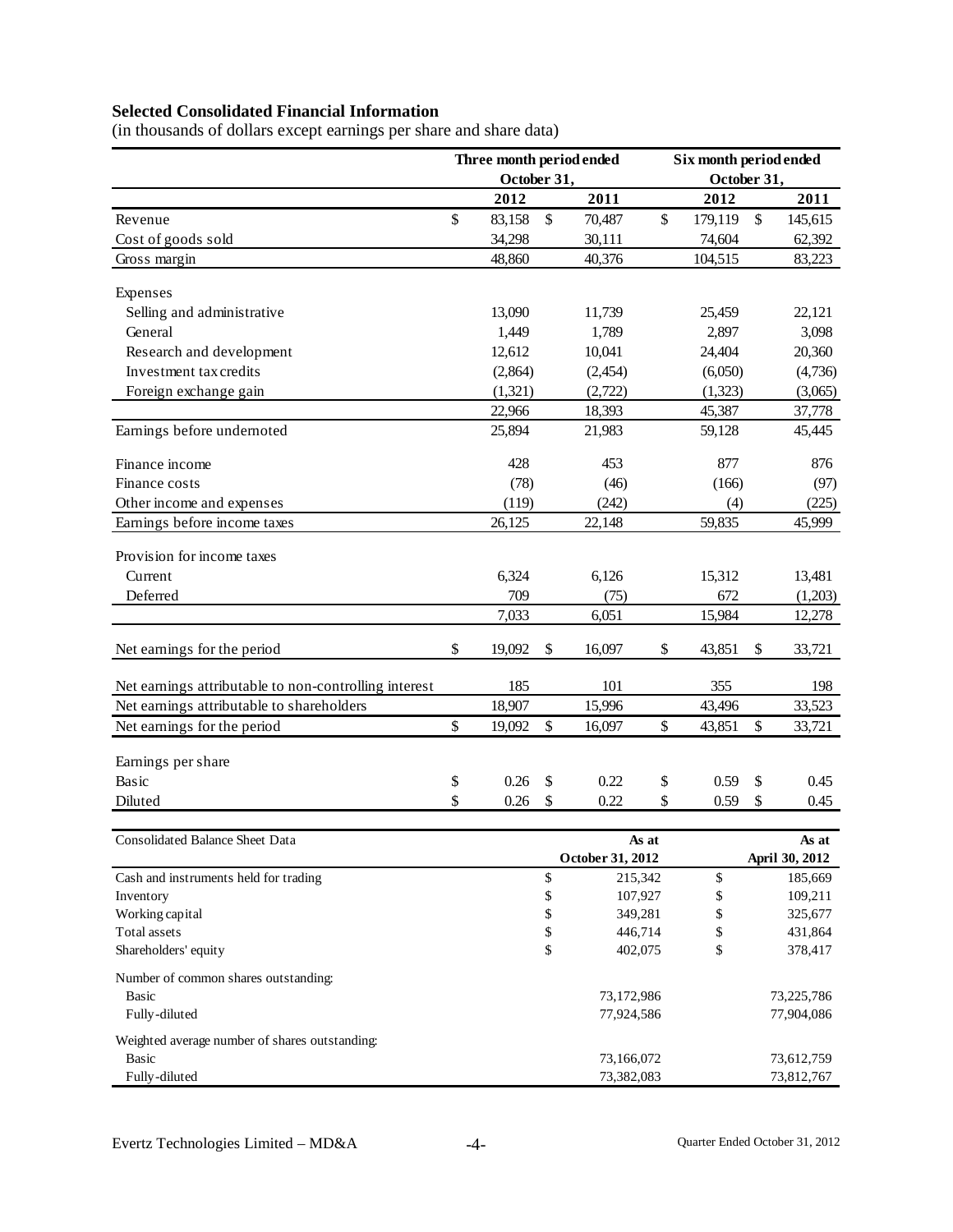**Selected Consolidated Financial Information**

(in thousands of dollars except earnings per share and share data)

| | Three month period ended October 31, | | Six month period ended October 31, | |
|---|---|---|---|---|
| | 2012 | 2011 | 2012 | 2011 |
| Revenue | $ 83,158 | $ 70,487 | $ 179,119 | $ 145,615 |
| Cost of goods sold | 34,298 | 30,111 | 74,604 | 62,392 |
| Gross margin | 48,860 | 40,376 | 104,515 | 83,223 |
| Expenses | | | | |
| Selling and administrative | 13,090 | 11,739 | 25,459 | 22,121 |
| General | 1,449 | 1,789 | 2,897 | 3,098 |
| Research and development | 12,612 | 10,041 | 24,404 | 20,360 |
| Investment tax credits | (2,864) | (2,454) | (6,050) | (4,736) |
| Foreign exchange gain | (1,321) | (2,722) | (1,323) | (3,065) |
| | 22,966 | 18,393 | 45,387 | 37,778 |
| Earnings before undernoted | 25,894 | 21,983 | 59,128 | 45,445 |
| Finance income | 428 | 453 | 877 | 876 |
| Finance costs | (78) | (46) | (166) | (97) |
| Other income and expenses | (119) | (242) | (4) | (225) |
| Earnings before income taxes | 26,125 | 22,148 | 59,835 | 45,999 |
| Provision for income taxes | | | | |
| Current | 6,324 | 6,126 | 15,312 | 13,481 |
| Deferred | 709 | (75) | 672 | (1,203) |
| | 7,033 | 6,051 | 15,984 | 12,278 |
| Net earnings for the period | $ 19,092 | $ 16,097 | $ 43,851 | $ 33,721 |
| Net earnings attributable to non-controlling interest | 185 | 101 | 355 | 198 |
| Net earnings attributable to shareholders | 18,907 | 15,996 | 43,496 | 33,523 |
| Net earnings for the period | $ 19,092 | $ 16,097 | $ 43,851 | $ 33,721 |
| Earnings per share | | | | |
| Basic | $ 0.26 | $ 0.22 | $ 0.59 | $ 0.45 |
| Diluted | $ 0.26 | $ 0.22 | $ 0.59 | $ 0.45 |

| Consolidated Balance Sheet Data | As at October 31, 2012 | As at April 30, 2012 |
|---|---|---|
| Cash and instruments held for trading | $ 215,342 | $ 185,669 |
| Inventory | $ 107,927 | $ 109,211 |
| Working capital | $ 349,281 | $ 325,677 |
| Total assets | $ 446,714 | $ 431,864 |
| Shareholders' equity | $ 402,075 | $ 378,417 |
| Number of common shares outstanding: | | |
| Basic | 73,172,986 | 73,225,786 |
| Fully-diluted | 77,924,586 | 77,904,086 |
| Weighted average number of shares outstanding: | | |
| Basic | 73,166,072 | 73,612,759 |
| Fully-diluted | 73,382,083 | 73,812,767 |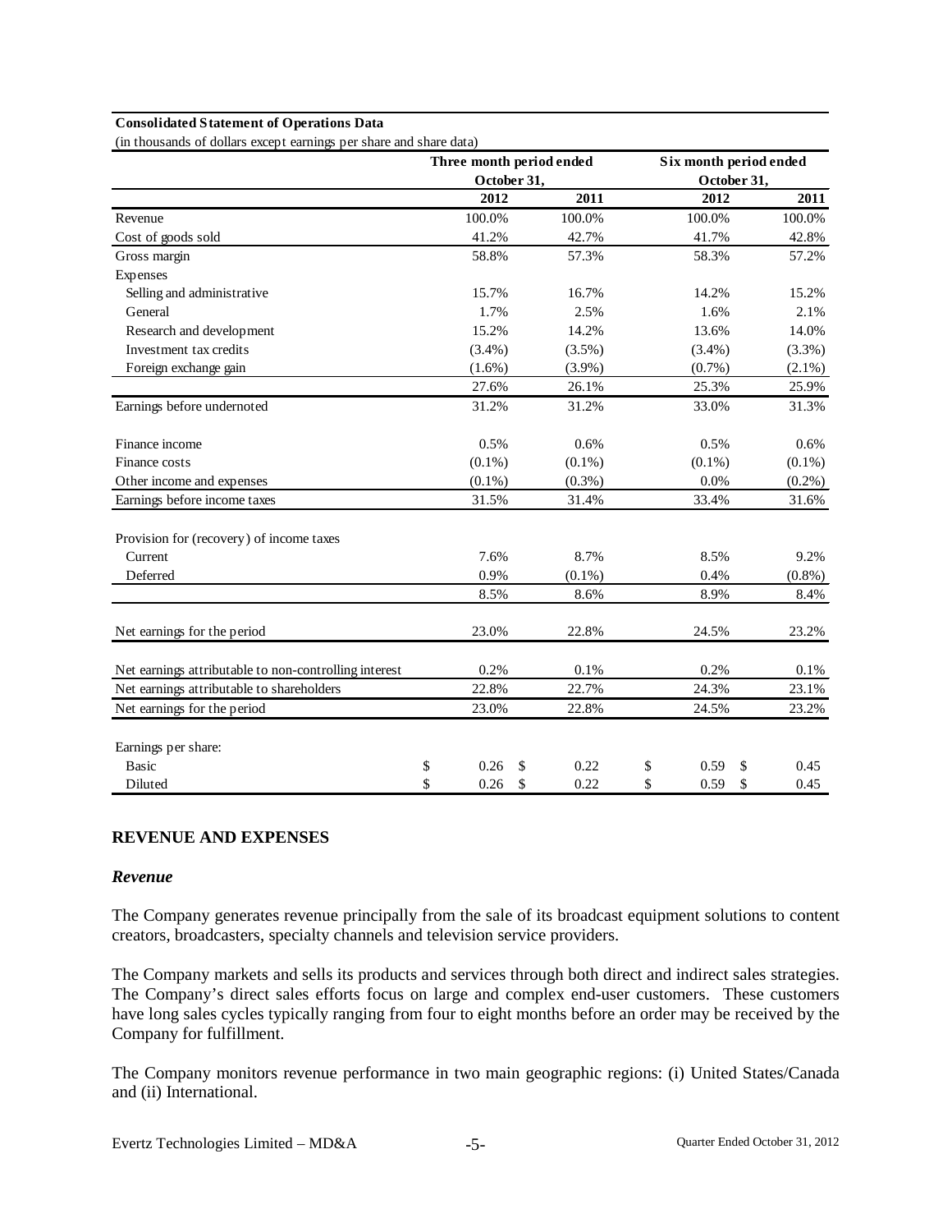**Consolidated Statement of Operations Data**

(in thousands of dollars except earnings per share and share data)

| | Three month period ended October 31, | | Six month period ended October 31, | |
|---|---|---|---|---|
| | 2012 | 2011 | 2012 | 2011 |
| Revenue | 100.0% | 100.0% | 100.0% | 100.0% |
| Cost of goods sold | 41.2% | 42.7% | 41.7% | 42.8% |
| Gross margin | 58.8% | 57.3% | 58.3% | 57.2% |
| Expenses | | | | |
| Selling and administrative | 15.7% | 16.7% | 14.2% | 15.2% |
| General | 1.7% | 2.5% | 1.6% | 2.1% |
| Research and development | 15.2% | 14.2% | 13.6% | 14.0% |
| Investment tax credits | (3.4%) | (3.5%) | (3.4%) | (3.3%) |
| Foreign exchange gain | (1.6%) | (3.9%) | (0.7%) | (2.1%) |
| | 27.6% | 26.1% | 25.3% | 25.9% |
| Earnings before undernoted | 31.2% | 31.2% | 33.0% | 31.3% |
| Finance income | 0.5% | 0.6% | 0.5% | 0.6% |
| Finance costs | (0.1%) | (0.1%) | (0.1%) | (0.1%) |
| Other income and expenses | (0.1%) | (0.3%) | 0.0% | (0.2%) |
| Earnings before income taxes | 31.5% | 31.4% | 33.4% | 31.6% |
| Provision for (recovery) of income taxes | | | | |
| Current | 7.6% | 8.7% | 8.5% | 9.2% |
| Deferred | 0.9% | (0.1%) | 0.4% | (0.8%) |
| | 8.5% | 8.6% | 8.9% | 8.4% |
| Net earnings for the period | 23.0% | 22.8% | 24.5% | 23.2% |
| Net earnings attributable to non-controlling interest | 0.2% | 0.1% | 0.2% | 0.1% |
| Net earnings attributable to shareholders | 22.8% | 22.7% | 24.3% | 23.1% |
| Net earnings for the period | 23.0% | 22.8% | 24.5% | 23.2% |
| Earnings per share: | | | | |
| Basic | $ 0.26 | $ 0.22 | $ 0.59 | $ 0.45 |
| Diluted | $ 0.26 | $ 0.22 | $ 0.59 | $ 0.45 |

## REVENUE AND EXPENSES

### *Revenue*

The Company generates revenue principally from the sale of its broadcast equipment solutions to content creators, broadcasters, specialty channels and television service providers.

The Company markets and sells its products and services through both direct and indirect sales strategies. The Company's direct sales efforts focus on large and complex end-user customers. These customers have long sales cycles typically ranging from four to eight months before an order may be received by the Company for fulfillment.

The Company monitors revenue performance in two main geographic regions: (i) United States/Canada and (ii) International.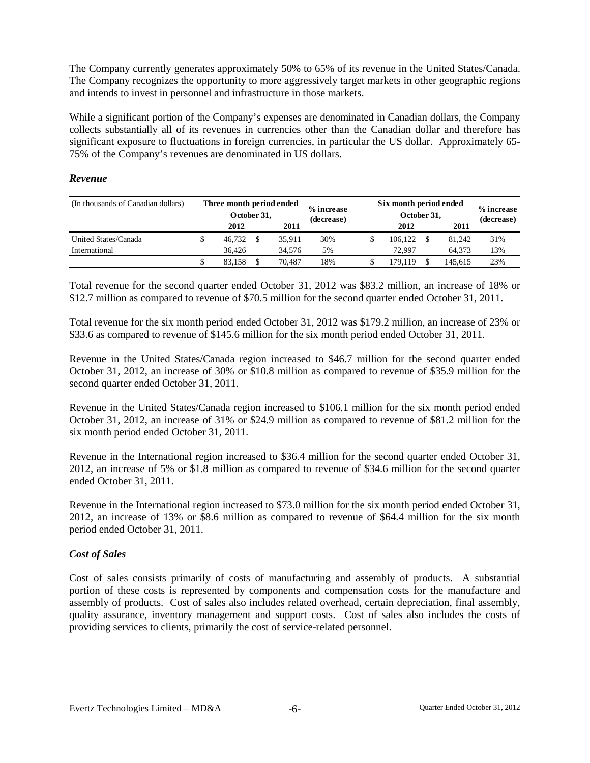The Company currently generates approximately 50% to 65% of its revenue in the United States/Canada. The Company recognizes the opportunity to more aggressively target markets in other geographic regions and intends to invest in personnel and infrastructure in those markets.

While a significant portion of the Company's expenses are denominated in Canadian dollars, the Company collects substantially all of its revenues in currencies other than the Canadian dollar and therefore has significant exposure to fluctuations in foreign currencies, in particular the US dollar. Approximately 65-75% of the Company's revenues are denominated in US dollars.

### *Revenue*

| (In thousands of Canadian dollars) | Three month period ended October 31, | | % increase (decrease) | Six month period ended October 31, | | % increase (decrease) |
|---|---|---|---|---|---|---|
| | 2012 | 2011 | | 2012 | 2011 | |
| United States/Canada | $ 46,732 | $ 35,911 | 30% | $ 106,122 | $ 81,242 | 31% |
| International | 36,426 | 34,576 | 5% | 72,997 | 64,373 | 13% |
| | $ 83,158 | $ 70,487 | 18% | $ 179,119 | $ 145,615 | 23% |

Total revenue for the second quarter ended October 31, 2012 was $83.2 million, an increase of 18% or $12.7 million as compared to revenue of $70.5 million for the second quarter ended October 31, 2011.

Total revenue for the six month period ended October 31, 2012 was $179.2 million, an increase of 23% or $33.6 as compared to revenue of $145.6 million for the six month period ended October 31, 2011.

Revenue in the United States/Canada region increased to $46.7 million for the second quarter ended October 31, 2012, an increase of 30% or $10.8 million as compared to revenue of $35.9 million for the second quarter ended October 31, 2011.

Revenue in the United States/Canada region increased to $106.1 million for the six month period ended October 31, 2012, an increase of 31% or $24.9 million as compared to revenue of $81.2 million for the six month period ended October 31, 2011.

Revenue in the International region increased to $36.4 million for the second quarter ended October 31, 2012, an increase of 5% or $1.8 million as compared to revenue of $34.6 million for the second quarter ended October 31, 2011.

Revenue in the International region increased to $73.0 million for the six month period ended October 31, 2012, an increase of 13% or $8.6 million as compared to revenue of $64.4 million for the six month period ended October 31, 2011.

### *Cost of Sales*

Cost of sales consists primarily of costs of manufacturing and assembly of products. A substantial portion of these costs is represented by components and compensation costs for the manufacture and assembly of products. Cost of sales also includes related overhead, certain depreciation, final assembly, quality assurance, inventory management and support costs. Cost of sales also includes the costs of providing services to clients, primarily the cost of service-related personnel.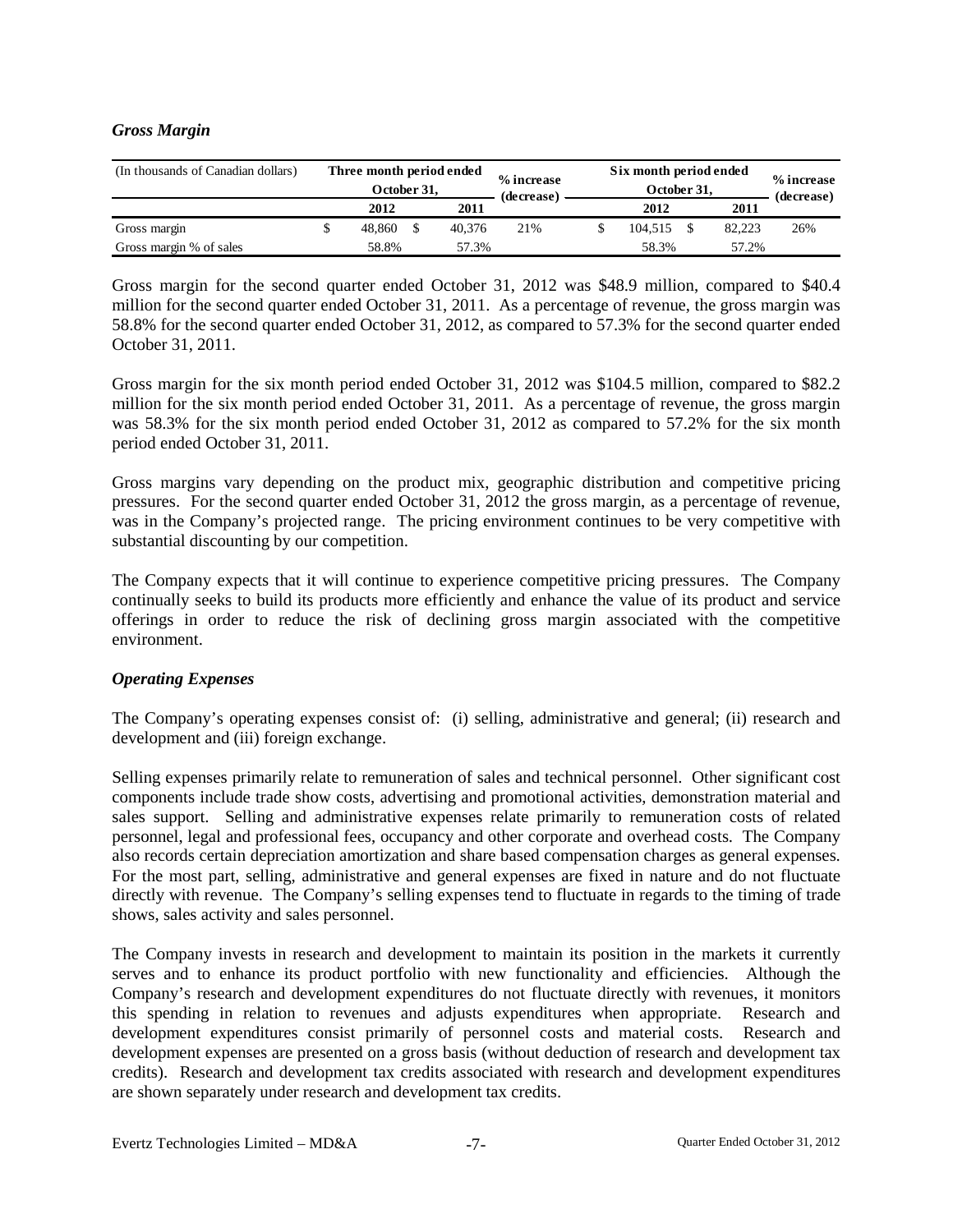### *Gross Margin*

| (In thousands of Canadian dollars) | Three month period ended October 31, | | % increase (decrease) | Six month period ended October 31, | | % increase (decrease) |
|---|---|---|---|---|---|---|
| | 2012 | 2011 | | 2012 | 2011 | |
| Gross margin | $ 48,860 | $ 40,376 | 21% | $ 104,515 | $ 82,223 | 26% |
| Gross margin % of sales | 58.8% | 57.3% | | 58.3% | 57.2% | |

Gross margin for the second quarter ended October 31, 2012 was $48.9 million, compared to $40.4 million for the second quarter ended October 31, 2011. As a percentage of revenue, the gross margin was 58.8% for the second quarter ended October 31, 2012, as compared to 57.3% for the second quarter ended October 31, 2011.

Gross margin for the six month period ended October 31, 2012 was $104.5 million, compared to $82.2 million for the six month period ended October 31, 2011. As a percentage of revenue, the gross margin was 58.3% for the six month period ended October 31, 2012 as compared to 57.2% for the six month period ended October 31, 2011.

Gross margins vary depending on the product mix, geographic distribution and competitive pricing pressures. For the second quarter ended October 31, 2012 the gross margin, as a percentage of revenue, was in the Company's projected range. The pricing environment continues to be very competitive with substantial discounting by our competition.

The Company expects that it will continue to experience competitive pricing pressures. The Company continually seeks to build its products more efficiently and enhance the value of its product and service offerings in order to reduce the risk of declining gross margin associated with the competitive environment.

### *Operating Expenses*

The Company's operating expenses consist of: (i) selling, administrative and general; (ii) research and development and (iii) foreign exchange.

Selling expenses primarily relate to remuneration of sales and technical personnel. Other significant cost components include trade show costs, advertising and promotional activities, demonstration material and sales support. Selling and administrative expenses relate primarily to remuneration costs of related personnel, legal and professional fees, occupancy and other corporate and overhead costs. The Company also records certain depreciation amortization and share based compensation charges as general expenses. For the most part, selling, administrative and general expenses are fixed in nature and do not fluctuate directly with revenue. The Company's selling expenses tend to fluctuate in regards to the timing of trade shows, sales activity and sales personnel.

The Company invests in research and development to maintain its position in the markets it currently serves and to enhance its product portfolio with new functionality and efficiencies. Although the Company's research and development expenditures do not fluctuate directly with revenues, it monitors this spending in relation to revenues and adjusts expenditures when appropriate. Research and development expenditures consist primarily of personnel costs and material costs. Research and development expenses are presented on a gross basis (without deduction of research and development tax credits). Research and development tax credits associated with research and development expenditures are shown separately under research and development tax credits.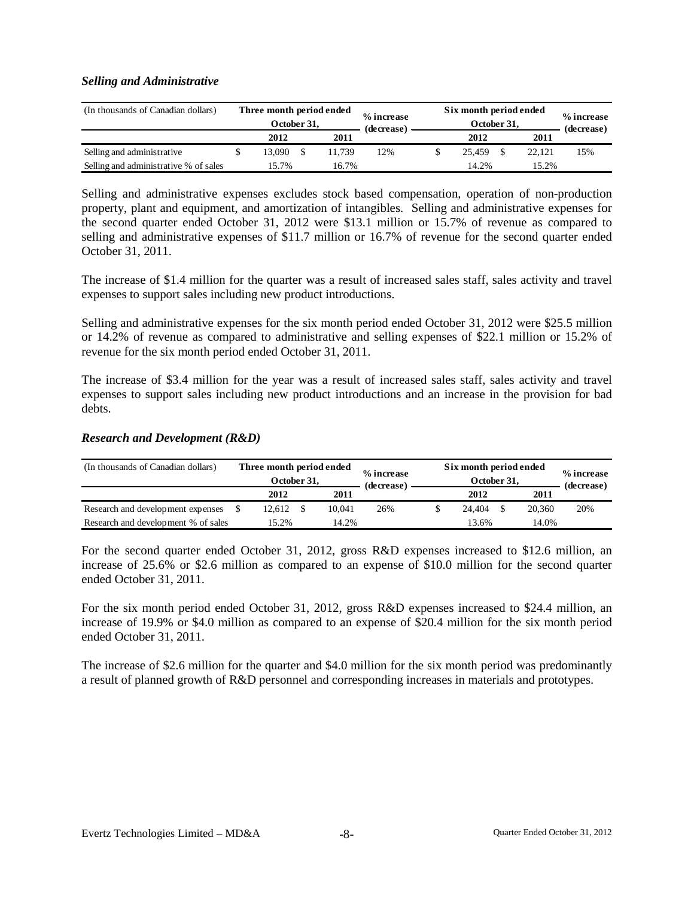### *Selling and Administrative*

| (In thousands of Canadian dollars) | Three month period ended October 31, | | % increase (decrease) | Six month period ended October 31, | | % increase (decrease) |
|---|---|---|---|---|---|---|
| | 2012 | 2011 | | 2012 | 2011 | |
| Selling and administrative | $ 13,090 | $ 11,739 | 12% | $ 25,459 | $ 22,121 | 15% |
| Selling and administrative % of sales | 15.7% | 16.7% | | 14.2% | 15.2% | |

Selling and administrative expenses excludes stock based compensation, operation of non-production property, plant and equipment, and amortization of intangibles. Selling and administrative expenses for the second quarter ended October 31, 2012 were $13.1 million or 15.7% of revenue as compared to selling and administrative expenses of $11.7 million or 16.7% of revenue for the second quarter ended October 31, 2011.

The increase of $1.4 million for the quarter was a result of increased sales staff, sales activity and travel expenses to support sales including new product introductions.

Selling and administrative expenses for the six month period ended October 31, 2012 were $25.5 million or 14.2% of revenue as compared to administrative and selling expenses of $22.1 million or 15.2% of revenue for the six month period ended October 31, 2011.

The increase of $3.4 million for the year was a result of increased sales staff, sales activity and travel expenses to support sales including new product introductions and an increase in the provision for bad debts.

### *Research and Development (R&D)*

| (In thousands of Canadian dollars) | Three month period ended October 31, | | % increase (decrease) | Six month period ended October 31, | | % increase (decrease) |
|---|---|---|---|---|---|---|
| | 2012 | 2011 | | 2012 | 2011 | |
| Research and development expenses | $ 12,612 | $ 10,041 | 26% | $ 24,404 | $ 20,360 | 20% |
| Research and development % of sales | 15.2% | 14.2% | | 13.6% | 14.0% | |

For the second quarter ended October 31, 2012, gross R&D expenses increased to $12.6 million, an increase of 25.6% or $2.6 million as compared to an expense of $10.0 million for the second quarter ended October 31, 2011.

For the six month period ended October 31, 2012, gross R&D expenses increased to $24.4 million, an increase of 19.9% or $4.0 million as compared to an expense of $20.4 million for the six month period ended October 31, 2011.

The increase of $2.6 million for the quarter and $4.0 million for the six month period was predominantly a result of planned growth of R&D personnel and corresponding increases in materials and prototypes.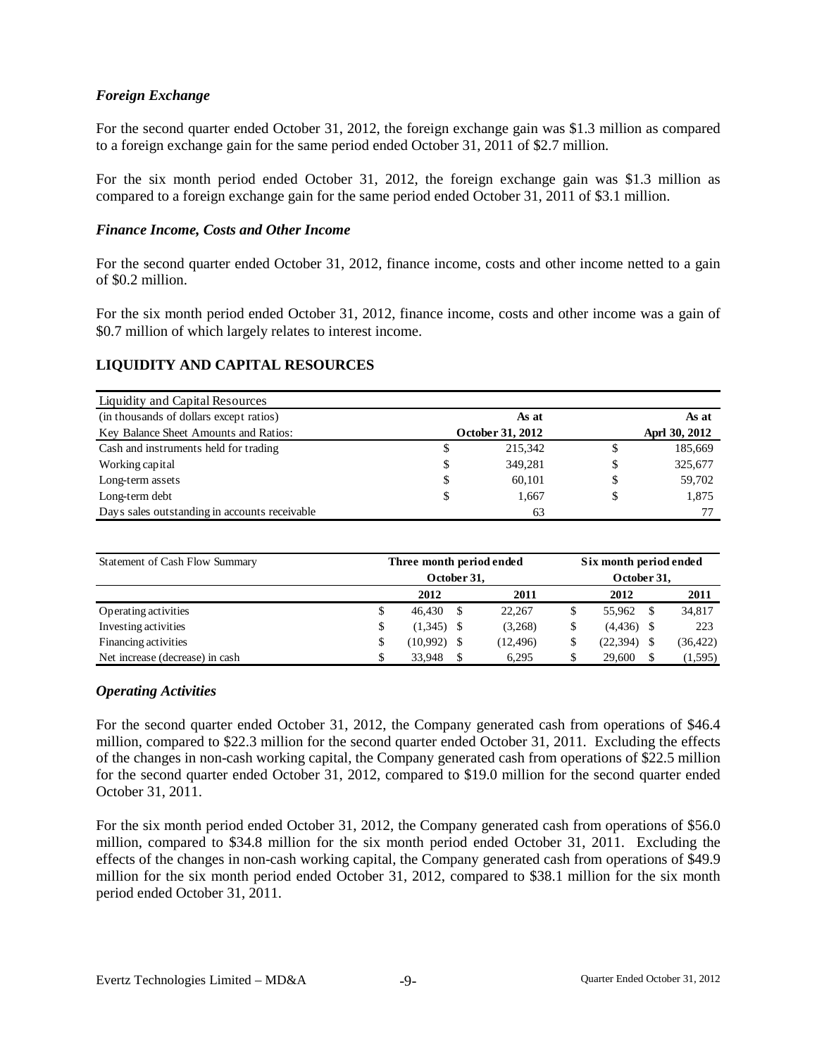### *Foreign Exchange*

For the second quarter ended October 31, 2012, the foreign exchange gain was $1.3 million as compared to a foreign exchange gain for the same period ended October 31, 2011 of $2.7 million.

For the six month period ended October 31, 2012, the foreign exchange gain was $1.3 million as compared to a foreign exchange gain for the same period ended October 31, 2011 of $3.1 million.

### *Finance Income, Costs and Other Income*

For the second quarter ended October 31, 2012, finance income, costs and other income netted to a gain of $0.2 million.

For the six month period ended October 31, 2012, finance income, costs and other income was a gain of $0.7 million of which largely relates to interest income.

## LIQUIDITY AND CAPITAL RESOURCES

| Liquidity and Capital Resources | | | | |
|---|---|---|---|---|
| (in thousands of dollars except ratios) | | As at | | As at |
| Key Balance Sheet Amounts and Ratios: | | October 31, 2012 | | Aprl 30, 2012 |
| Cash and instruments held for trading | $ | 215,342 | $ | 185,669 |
| Working capital | $ | 349,281 | $ | 325,677 |
| Long-term assets | $ | 60,101 | $ | 59,702 |
| Long-term debt | $ | 1,667 | $ | 1,875 |
| Days sales outstanding in accounts receivable | | 63 | | 77 |

| Statement of Cash Flow Summary | Three month period ended October 31, | | | | Six month period ended October 31, | | | |
|---|---|---|---|---|---|---|---|---|
| | | 2012 | | 2011 | | 2012 | | 2011 |
| Operating activities | $ | 46,430 | $ | 22,267 | $ | 55,962 | $ | 34,817 |
| Investing activities | $ | (1,345) | $ | (3,268) | $ | (4,436) | $ | 223 |
| Financing activities | $ | (10,992) | $ | (12,496) | $ | (22,394) | $ | (36,422) |
| Net increase (decrease) in cash | $ | 33,948 | $ | 6,295 | $ | 29,600 | $ | (1,595) |

### *Operating Activities*

For the second quarter ended October 31, 2012, the Company generated cash from operations of $46.4 million, compared to $22.3 million for the second quarter ended October 31, 2011. Excluding the effects of the changes in non-cash working capital, the Company generated cash from operations of $22.5 million for the second quarter ended October 31, 2012, compared to $19.0 million for the second quarter ended October 31, 2011.

For the six month period ended October 31, 2012, the Company generated cash from operations of $56.0 million, compared to $34.8 million for the six month period ended October 31, 2011. Excluding the effects of the changes in non-cash working capital, the Company generated cash from operations of $49.9 million for the six month period ended October 31, 2012, compared to $38.1 million for the six month period ended October 31, 2011.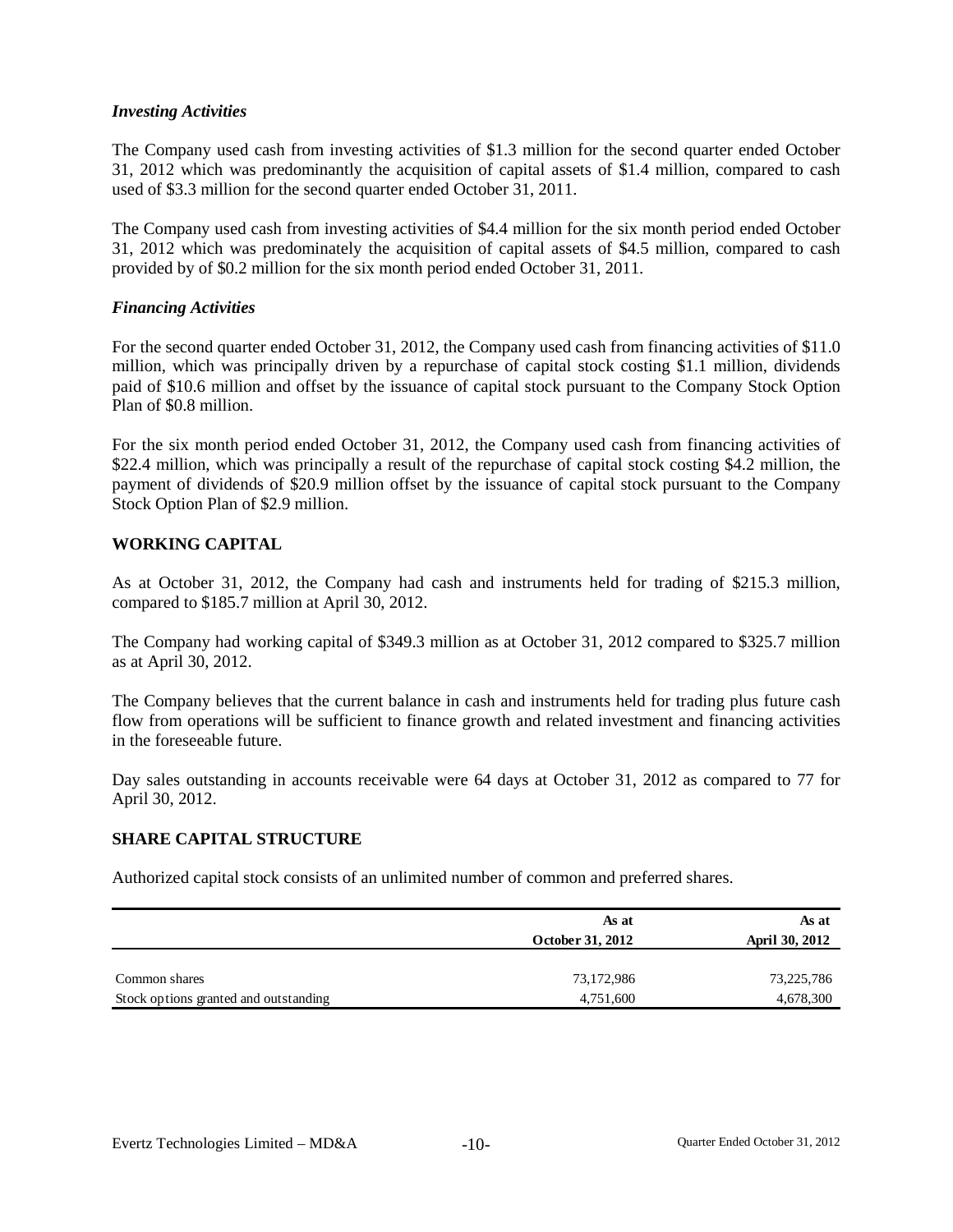### *Investing Activities*

The Company used cash from investing activities of $1.3 million for the second quarter ended October 31, 2012 which was predominantly the acquisition of capital assets of $1.4 million, compared to cash used of $3.3 million for the second quarter ended October 31, 2011.

The Company used cash from investing activities of $4.4 million for the six month period ended October 31, 2012 which was predominately the acquisition of capital assets of $4.5 million, compared to cash provided by of $0.2 million for the six month period ended October 31, 2011.

### *Financing Activities*

For the second quarter ended October 31, 2012, the Company used cash from financing activities of $11.0 million, which was principally driven by a repurchase of capital stock costing $1.1 million, dividends paid of $10.6 million and offset by the issuance of capital stock pursuant to the Company Stock Option Plan of $0.8 million.

For the six month period ended October 31, 2012, the Company used cash from financing activities of $22.4 million, which was principally a result of the repurchase of capital stock costing $4.2 million, the payment of dividends of $20.9 million offset by the issuance of capital stock pursuant to the Company Stock Option Plan of $2.9 million.

## WORKING CAPITAL

As at October 31, 2012, the Company had cash and instruments held for trading of $215.3 million, compared to $185.7 million at April 30, 2012.

The Company had working capital of $349.3 million as at October 31, 2012 compared to $325.7 million as at April 30, 2012.

The Company believes that the current balance in cash and instruments held for trading plus future cash flow from operations will be sufficient to finance growth and related investment and financing activities in the foreseeable future.

Day sales outstanding in accounts receivable were 64 days at October 31, 2012 as compared to 77 for April 30, 2012.

## SHARE CAPITAL STRUCTURE

Authorized capital stock consists of an unlimited number of common and preferred shares.

| | As at October 31, 2012 | As at April 30, 2012 |
|---|---|---|
| Common shares | 73,172,986 | 73,225,786 |
| Stock options granted and outstanding | 4,751,600 | 4,678,300 |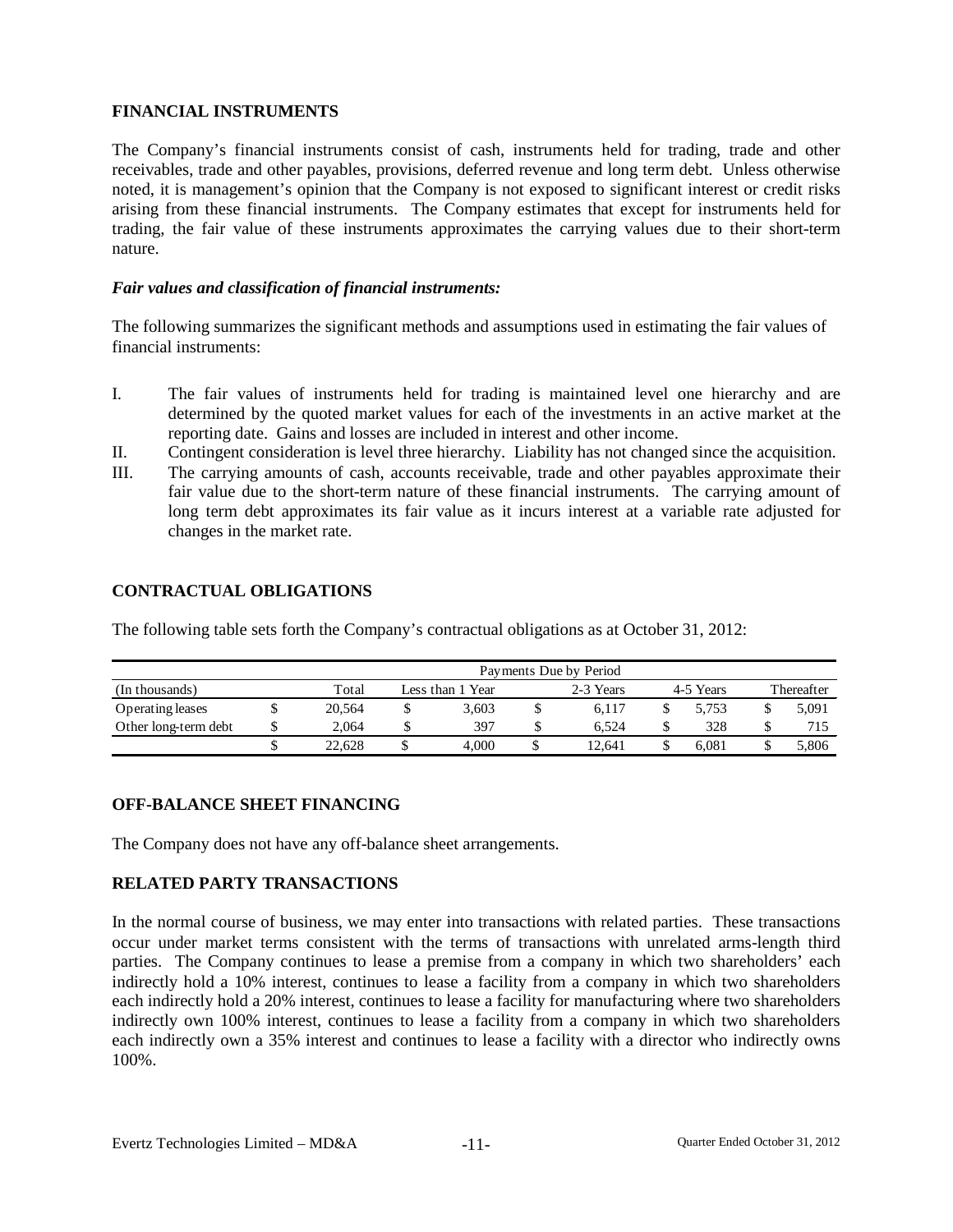## FINANCIAL INSTRUMENTS

The Company's financial instruments consist of cash, instruments held for trading, trade and other receivables, trade and other payables, provisions, deferred revenue and long term debt. Unless otherwise noted, it is management's opinion that the Company is not exposed to significant interest or credit risks arising from these financial instruments. The Company estimates that except for instruments held for trading, the fair value of these instruments approximates the carrying values due to their short-term nature.

### *Fair values and classification of financial instruments:*

The following summarizes the significant methods and assumptions used in estimating the fair values of financial instruments:

I. The fair values of instruments held for trading is maintained level one hierarchy and are determined by the quoted market values for each of the investments in an active market at the reporting date. Gains and losses are included in interest and other income.

II. Contingent consideration is level three hierarchy. Liability has not changed since the acquisition.

III. The carrying amounts of cash, accounts receivable, trade and other payables approximate their fair value due to the short-term nature of these financial instruments. The carrying amount of long term debt approximates its fair value as it incurs interest at a variable rate adjusted for changes in the market rate.

## CONTRACTUAL OBLIGATIONS

The following table sets forth the Company's contractual obligations as at October 31, 2012:

| | Payments Due by Period | | | | |
|---|---|---|---|---|---|
| (In thousands) | Total | Less than 1 Year | 2-3 Years | 4-5 Years | Thereafter |
| Operating leases | $ 20,564 | $ 3,603 | $ 6,117 | $ 5,753 | $ 5,091 |
| Other long-term debt | $ 2,064 | $ 397 | $ 6,524 | $ 328 | $ 715 |
| | $ 22,628 | $ 4,000 | $ 12,641 | $ 6,081 | $ 5,806 |

## OFF-BALANCE SHEET FINANCING

The Company does not have any off-balance sheet arrangements.

## RELATED PARTY TRANSACTIONS

In the normal course of business, we may enter into transactions with related parties. These transactions occur under market terms consistent with the terms of transactions with unrelated arms-length third parties. The Company continues to lease a premise from a company in which two shareholders' each indirectly hold a 10% interest, continues to lease a facility from a company in which two shareholders each indirectly hold a 20% interest, continues to lease a facility for manufacturing where two shareholders indirectly own 100% interest, continues to lease a facility from a company in which two shareholders each indirectly own a 35% interest and continues to lease a facility with a director who indirectly owns 100%.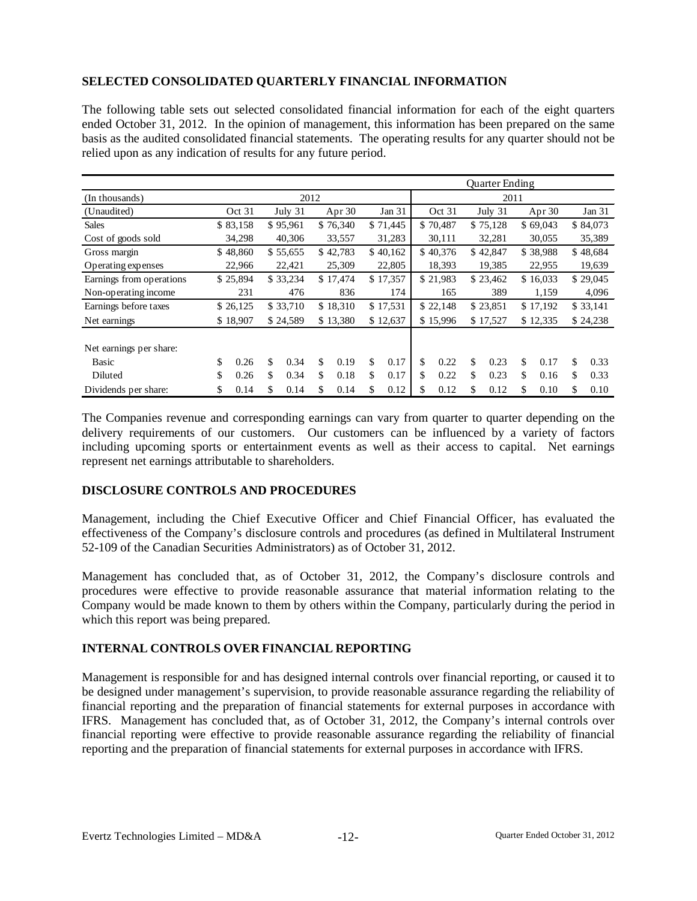## SELECTED CONSOLIDATED QUARTERLY FINANCIAL INFORMATION

The following table sets out selected consolidated financial information for each of the eight quarters ended October 31, 2012. In the opinion of management, this information has been prepared on the same basis as the audited consolidated financial statements. The operating results for any quarter should not be relied upon as any indication of results for any future period.

| | Quarter Ending | | | | | | | |
|---|---|---|---|---|---|---|---|---|
| (In thousands) | 2012 | | | | 2011 | | | |
| (Unaudited) | Oct 31 | July 31 | Apr 30 | Jan 31 | Oct 31 | July 31 | Apr 30 | Jan 31 |
| Sales | $ 83,158 | $ 95,961 | $ 76,340 | $ 71,445 | $ 70,487 | $ 75,128 | $ 69,043 | $ 84,073 |
| Cost of goods sold | 34,298 | 40,306 | 33,557 | 31,283 | 30,111 | 32,281 | 30,055 | 35,389 |
| Gross margin | $ 48,860 | $ 55,655 | $ 42,783 | $ 40,162 | $ 40,376 | $ 42,847 | $ 38,988 | $ 48,684 |
| Operating expenses | 22,966 | 22,421 | 25,309 | 22,805 | 18,393 | 19,385 | 22,955 | 19,639 |
| Earnings from operations | $ 25,894 | $ 33,234 | $ 17,474 | $ 17,357 | $ 21,983 | $ 23,462 | $ 16,033 | $ 29,045 |
| Non-operating income | 231 | 476 | 836 | 174 | 165 | 389 | 1,159 | 4,096 |
| Earnings before taxes | $ 26,125 | $ 33,710 | $ 18,310 | $ 17,531 | $ 22,148 | $ 23,851 | $ 17,192 | $ 33,141 |
| Net earnings | $ 18,907 | $ 24,589 | $ 13,380 | $ 12,637 | $ 15,996 | $ 17,527 | $ 12,335 | $ 24,238 |
| Net earnings per share: | | | | | | | | |
| Basic | $ 0.26 | $ 0.34 | $ 0.19 | $ 0.17 | $ 0.22 | $ 0.23 | $ 0.17 | $ 0.33 |
| Diluted | $ 0.26 | $ 0.34 | $ 0.18 | $ 0.17 | $ 0.22 | $ 0.23 | $ 0.16 | $ 0.33 |
| Dividends per share: | $ 0.14 | $ 0.14 | $ 0.14 | $ 0.12 | $ 0.12 | $ 0.12 | $ 0.10 | $ 0.10 |

The Companies revenue and corresponding earnings can vary from quarter to quarter depending on the delivery requirements of our customers. Our customers can be influenced by a variety of factors including upcoming sports or entertainment events as well as their access to capital. Net earnings represent net earnings attributable to shareholders.

## DISCLOSURE CONTROLS AND PROCEDURES

Management, including the Chief Executive Officer and Chief Financial Officer, has evaluated the effectiveness of the Company's disclosure controls and procedures (as defined in Multilateral Instrument 52-109 of the Canadian Securities Administrators) as of October 31, 2012.

Management has concluded that, as of October 31, 2012, the Company's disclosure controls and procedures were effective to provide reasonable assurance that material information relating to the Company would be made known to them by others within the Company, particularly during the period in which this report was being prepared.

## INTERNAL CONTROLS OVER FINANCIAL REPORTING

Management is responsible for and has designed internal controls over financial reporting, or caused it to be designed under management's supervision, to provide reasonable assurance regarding the reliability of financial reporting and the preparation of financial statements for external purposes in accordance with IFRS. Management has concluded that, as of October 31, 2012, the Company's internal controls over financial reporting were effective to provide reasonable assurance regarding the reliability of financial reporting and the preparation of financial statements for external purposes in accordance with IFRS.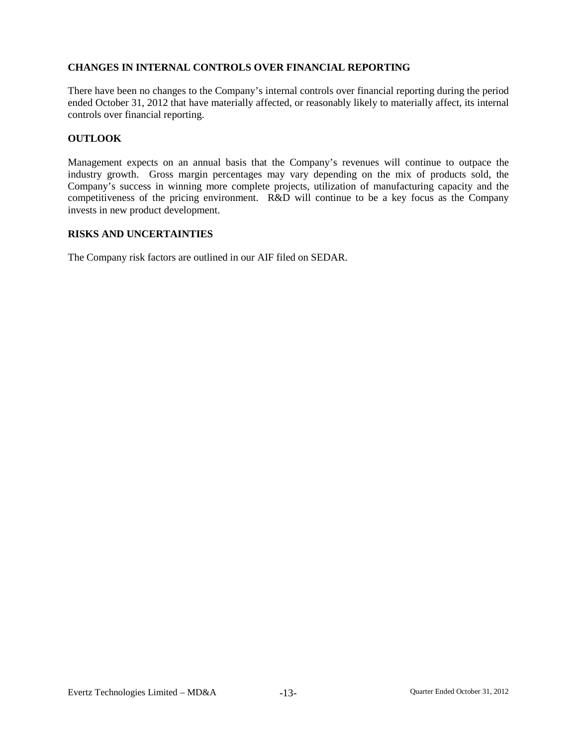## CHANGES IN INTERNAL CONTROLS OVER FINANCIAL REPORTING

There have been no changes to the Company's internal controls over financial reporting during the period ended October 31, 2012 that have materially affected, or reasonably likely to materially affect, its internal controls over financial reporting.

## OUTLOOK

Management expects on an annual basis that the Company's revenues will continue to outpace the industry growth. Gross margin percentages may vary depending on the mix of products sold, the Company's success in winning more complete projects, utilization of manufacturing capacity and the competitiveness of the pricing environment. R&D will continue to be a key focus as the Company invests in new product development.

## RISKS AND UNCERTAINTIES

The Company risk factors are outlined in our AIF filed on SEDAR.